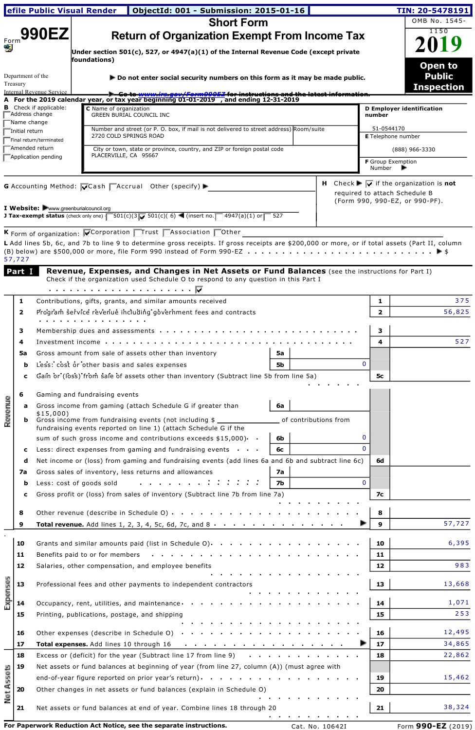efile Public Visual Render | ObjectId: 001 - Submission: 2015-01-16 | TIN: 20-5478191

# Form 990EZ

## Short Form
## Return of Organization Exempt From Income Tax

**Under section 501(c), 527, or 4947(a)(1) of the Internal Revenue Code (except private foundations)**

▶ Do not enter social security numbers on this form as it may be made public.

▶ Go to www.irs.gov/Form990EZ for instructions and the latest information.

OMB No. 1545-1150

**2019**

**Open to Public Inspection**

Department of the Treasury
Internal Revenue Service

**A For the 2019 calendar year, or tax year beginning 01-01-2019 , and ending 12-31-2019**

**B** Check if applicable:
- ☐ Address change
- ☐ Name change
- ☐ Initial return
- ☐ Final return/terminated
- ☐ Amended return
- ☐ Application pending

**C** Name of organization
GREEN BURIAL COUNCIL INC

Number and street (or P. O. box, if mail is not delivered to street address) Room/suite
2720 COLD SPRINGS ROAD

City or town, state or province, country, and ZIP or foreign postal code
PLACERVILLE, CA 95667

**D Employer identification number**
51-0544170

**E** Telephone number
(888) 966-3330

**F** Group Exemption Number ▶

**G** Accounting Method: ☑ Cash ☐ Accrual Other (specify) ▶

**H** Check ▶ ☑ if the organization is **not** required to attach Schedule B (Form 990, 990-EZ, or 990-PF).

**I Website:** ▶www.greenburialcouncil.org

**J Tax-exempt status** (check only one) ☐ 501(c)(3) ☑ 501(c)( 6) ◀ (insert no.) ☐ 4947(a)(1) or ☐ 527

**K** Form of organization: ☑ Corporation ☐ Trust ☐ Association ☐ Other

**L** Add lines 5b, 6c, and 7b to line 9 to determine gross receipts. If gross receipts are $200,000 or more, or if total assets (Part II, column (B) below) are $500,000 or more, file Form 990 instead of Form 990-EZ . . . ▶ $ 57,727

## Part I Revenue, Expenses, and Changes in Net Assets or Fund Balances (see the instructions for Part I)

Check if the organization used Schedule O to respond to any question in this Part I . . . ☑

| | Line | Description | Sub-line | Sub-amount | Line | Amount |
|---|---|---|---|---|---|---|
| Revenue | 1 | Contributions, gifts, grants, and similar amounts received | | | 1 | 375 |
| | 2 | Program service revenue including government fees and contracts | | | 2 | 56,825 |
| | 3 | Membership dues and assessments | | | 3 | |
| | 4 | Investment income | | | 4 | 527 |
| | 5a | Gross amount from sale of assets other than inventory | 5a | | | |
| | b | Less: cost or other basis and sales expenses | 5b | 0 | | |
| | c | Gain or (loss) from sale of assets other than inventory (Subtract line 5b from line 5a) | | | 5c | |
| | 6 | Gaming and fundraising events | | | | |
| | a | Gross income from gaming (attach Schedule G if greater than $15,000) | 6a | | | |
| | b | Gross income from fundraising events (not including $ ________ of contributions from fundraising events reported on line 1) (attach Schedule G if the sum of such gross income and contributions exceeds $15,000) | 6b | 0 | | |
| | c | Less: direct expenses from gaming and fundraising events | 6c | 0 | | |
| | d | Net income or (loss) from gaming and fundraising events (add lines 6a and 6b and subtract line 6c) | | | 6d | |
| | 7a | Gross sales of inventory, less returns and allowances | 7a | | | |
| | b | Less: cost of goods sold | 7b | 0 | | |
| | c | Gross profit or (loss) from sales of inventory (Subtract line 7b from line 7a) | | | 7c | |
| | 8 | Other revenue (describe in Schedule O) | | | 8 | |
| | 9 | **Total revenue.** Add lines 1, 2, 3, 4, 5c, 6d, 7c, and 8 ▶ | | | 9 | 57,727 |
| Expenses | 10 | Grants and similar amounts paid (list in Schedule O) | | | 10 | 6,395 |
| | 11 | Benefits paid to or for members | | | 11 | |
| | 12 | Salaries, other compensation, and employee benefits | | | 12 | 983 |
| | 13 | Professional fees and other payments to independent contractors | | | 13 | 13,668 |
| | 14 | Occupancy, rent, utilities, and maintenance | | | 14 | 1,071 |
| | 15 | Printing, publications, postage, and shipping | | | 15 | 253 |
| | 16 | Other expenses (describe in Schedule O) | | | 16 | 12,495 |
| | 17 | **Total expenses.** Add lines 10 through 16 ▶ | | | 17 | 34,865 |
| Net Assets | 18 | Excess or (deficit) for the year (Subtract line 17 from line 9) | | | 18 | 22,862 |
| | 19 | Net assets or fund balances at beginning of year (from line 27, column (A)) (must agree with end-of-year figure reported on prior year's return) | | | 19 | 15,462 |
| | 20 | Other changes in net assets or fund balances (explain in Schedule O) | | | 20 | |
| | 21 | Net assets or fund balances at end of year. Combine lines 18 through 20 | | | 21 | 38,324 |

**For Paperwork Reduction Act Notice, see the separate instructions.** Cat. No. 10642I Form **990-EZ** (2019)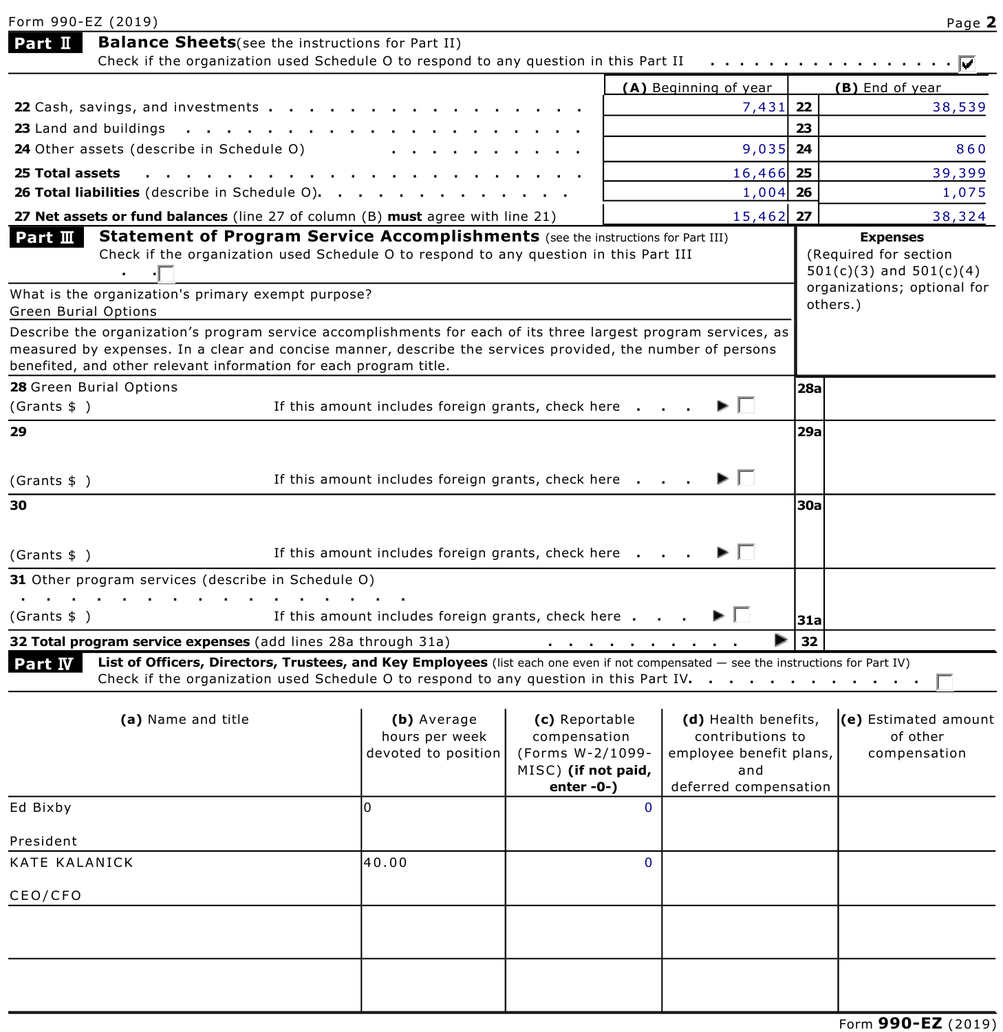Form 990-EZ (2019) Page **2**

## Part II Balance Sheets (see the instructions for Part II)

Check if the organization used Schedule O to respond to any question in this Part II . . . . . . . . . . . . . . . . . ☑

| | (A) Beginning of year | | (B) End of year |
|---|---|---|---|
| **22** Cash, savings, and investments | 7,431 | 22 | 38,539 |
| **23** Land and buildings | | 23 | |
| **24** Other assets (describe in Schedule O) | 9,035 | 24 | 860 |
| **25 Total assets** | 16,466 | 25 | 39,399 |
| **26 Total liabilities** (describe in Schedule O) | 1,004 | 26 | 1,075 |
| **27 Net assets or fund balances** (line 27 of column (B) **must** agree with line 21) | 15,462 | 27 | 38,324 |

## Part III Statement of Program Service Accomplishments (see the instructions for Part III)

Check if the organization used Schedule O to respond to any question in this Part III . . ☐

**Expenses** (Required for section 501(c)(3) and 501(c)(4) organizations; optional for others.)

What is the organization's primary exempt purpose?
Green Burial Options

Describe the organization's program service accomplishments for each of its three largest program services, as measured by expenses. In a clear and concise manner, describe the services provided, the number of persons benefited, and other relevant information for each program title.

| | | |
|---|---|---|
| **28** Green Burial Options<br>(Grants $ ) If this amount includes foreign grants, check here . . . ▶ ☐ | **28a** | |
| **29**<br>(Grants $ ) If this amount includes foreign grants, check here . . . ▶ ☐ | **29a** | |
| **30**<br>(Grants $ ) If this amount includes foreign grants, check here . . . ▶ ☐ | **30a** | |
| **31** Other program services (describe in Schedule O)<br>(Grants $ ) If this amount includes foreign grants, check here . . . ▶ ☐ | **31a** | |
| **32 Total program service expenses** (add lines 28a through 31a) . . . ▶ | **32** | |

## Part IV List of Officers, Directors, Trustees, and Key Employees (list each one even if not compensated — see the instructions for Part IV)

Check if the organization used Schedule O to respond to any question in this Part IV. . . . . . . . . . . . . . ☐

| **(a)** Name and title | **(b)** Average hours per week devoted to position | **(c)** Reportable compensation (Forms W-2/1099-MISC) **(if not paid, enter -0-)** | **(d)** Health benefits, contributions to employee benefit plans, and deferred compensation | **(e)** Estimated amount of other compensation |
|---|---|---|---|---|
| Ed Bixby<br>President | 0 | 0 | | |
| KATE KALANICK<br>CEO/CFO | 40.00 | 0 | | |
| | | | | |
| | | | | |

Form **990-EZ** (2019)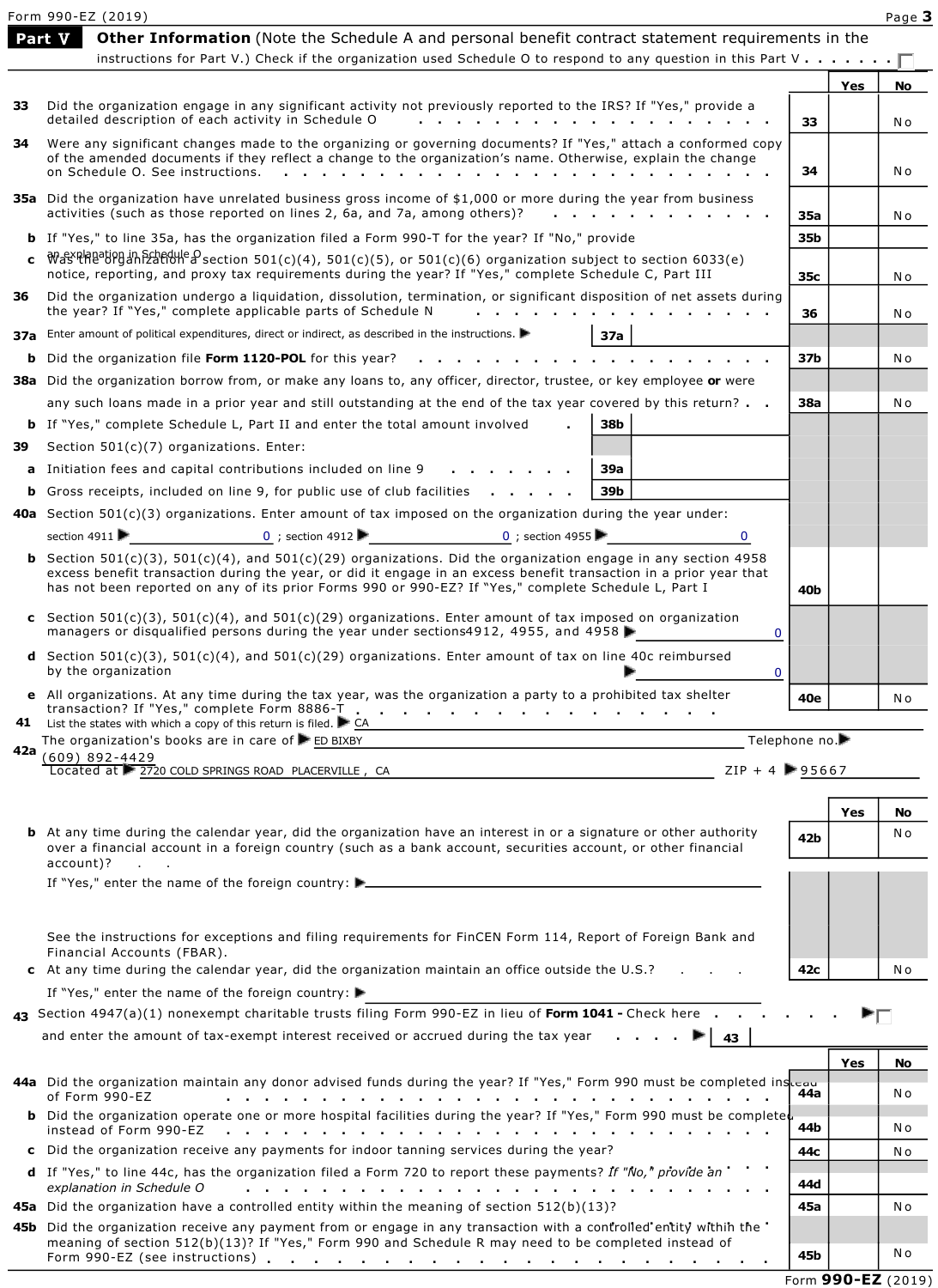Form 990-EZ (2019)

## Part V Other Information (Note the Schedule A and personal benefit contract statement requirements in the instructions for Part V.) Check if the organization used Schedule O to respond to any question in this Part V . . . . . . . ☐

| | | | Yes | No |
|---|---|---|---|---|
| 33 | Did the organization engage in any significant activity not previously reported to the IRS? If "Yes," provide a detailed description of each activity in Schedule O | 33 | | No |
| 34 | Were any significant changes made to the organizing or governing documents? If "Yes," attach a conformed copy of the amended documents if they reflect a change to the organization's name. Otherwise, explain the change on Schedule O. See instructions. | 34 | | No |
| 35a | Did the organization have unrelated business gross income of $1,000 or more during the year from business activities (such as those reported on lines 2, 6a, and 7a, among others)? | 35a | | No |
| b | If "Yes," to line 35a, has the organization filed a Form 990-T for the year? If "No," provide an explanation in Schedule O | 35b | | |
| c | Was the organization a section 501(c)(4), 501(c)(5), or 501(c)(6) organization subject to section 6033(e) notice, reporting, and proxy tax requirements during the year? If "Yes," complete Schedule C, Part III | 35c | | No |
| 36 | Did the organization undergo a liquidation, dissolution, termination, or significant disposition of net assets during the year? If "Yes," complete applicable parts of Schedule N | 36 | | No |
| 37a | Enter amount of political expenditures, direct or indirect, as described in the instructions. ▶ 37a | | | |
| b | Did the organization file **Form 1120-POL** for this year? | 37b | | No |
| 38a | Did the organization borrow from, or make any loans to, any officer, director, trustee, or key employee **or** were any such loans made in a prior year and still outstanding at the end of the tax year covered by this return? | 38a | | No |
| b | If "Yes," complete Schedule L, Part II and enter the total amount involved . 38b | | | |
| 39 | Section 501(c)(7) organizations. Enter: | | | |
| a | Initiation fees and capital contributions included on line 9 . 39a | | | |
| b | Gross receipts, included on line 9, for public use of club facilities . 39b | | | |
| 40a | Section 501(c)(3) organizations. Enter amount of tax imposed on the organization during the year under: section 4911 ▶ 0 ; section 4912 ▶ 0 ; section 4955 ▶ 0 | | | |
| b | Section 501(c)(3), 501(c)(4), and 501(c)(29) organizations. Did the organization engage in any section 4958 excess benefit transaction during the year, or did it engage in an excess benefit transaction in a prior year that has not been reported on any of its prior Forms 990 or 990-EZ? If "Yes," complete Schedule L, Part I | 40b | | |
| c | Section 501(c)(3), 501(c)(4), and 501(c)(29) organizations. Enter amount of tax imposed on organization managers or disqualified persons during the year under sections 4912, 4955, and 4958 ▶ 0 | | | |
| d | Section 501(c)(3), 501(c)(4), and 501(c)(29) organizations. Enter amount of tax on line 40c reimbursed by the organization ▶ 0 | | | |
| e | All organizations. At any time during the tax year, was the organization a party to a prohibited tax shelter transaction? If "Yes," complete Form 8886-T | 40e | | No |

41 List the states with which a copy of this return is filed. ▶ CA

42a The organization's books are in care of ▶ ED BIXBY Telephone no. ▶ (609) 892-4429
Located at ▶ 2720 COLD SPRINGS ROAD PLACERVILLE , CA ZIP + 4 ▶ 95667

| | | | Yes | No |
|---|---|---|---|---|
| b | At any time during the calendar year, did the organization have an interest in or a signature or other authority over a financial account in a foreign country (such as a bank account, securities account, or other financial account)? If "Yes," enter the name of the foreign country: ▶ See the instructions for exceptions and filing requirements for FinCEN Form 114, Report of Foreign Bank and Financial Accounts (FBAR). | 42b | | No |
| c | At any time during the calendar year, did the organization maintain an office outside the U.S.? If "Yes," enter the name of the foreign country: ▶ | 42c | | No |

43 Section 4947(a)(1) nonexempt charitable trusts filing Form 990-EZ in lieu of **Form 1041 -** Check here . . . ▶ ☐
and enter the amount of tax-exempt interest received or accrued during the tax year . . . . ▶ 43

| | | | Yes | No |
|---|---|---|---|---|
| 44a | Did the organization maintain any donor advised funds during the year? If "Yes," Form 990 must be completed instead of Form 990-EZ | 44a | | No |
| b | Did the organization operate one or more hospital facilities during the year? If "Yes," Form 990 must be completed instead of Form 990-EZ | 44b | | No |
| c | Did the organization receive any payments for indoor tanning services during the year? | 44c | | No |
| d | If "Yes," to line 44c, has the organization filed a Form 720 to report these payments? *If "No," provide an explanation in Schedule O* | 44d | | |
| 45a | Did the organization have a controlled entity within the meaning of section 512(b)(13)? | 45a | | No |
| 45b | Did the organization receive any payment from or engage in any transaction with a controlled entity within the meaning of section 512(b)(13)? If "Yes," Form 990 and Schedule R may need to be completed instead of Form 990-EZ (see instructions) | 45b | | No |

Form **990-EZ** (2019)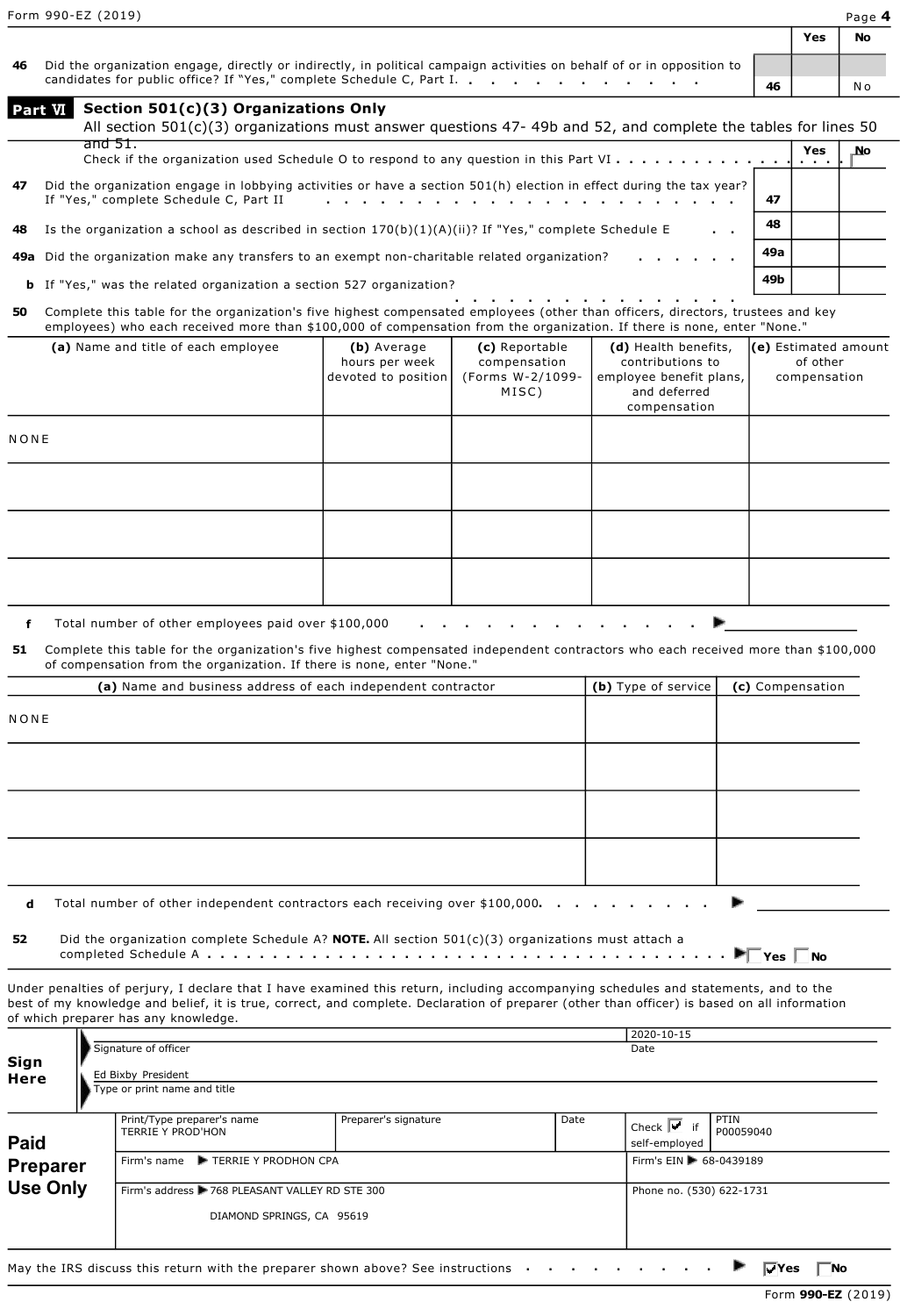Form 990-EZ (2019)

| | | Yes | No |
|---|---|---|---|
| **46** Did the organization engage, directly or indirectly, in political campaign activities on behalf of or in opposition to candidates for public office? If "Yes," complete Schedule C, Part I. | 46 | | No |

## Part VI Section 501(c)(3) Organizations Only

All section 501(c)(3) organizations must answer questions 47- 49b and 52, and complete the tables for lines 50 and 51.

Check if the organization used Schedule O to respond to any question in this Part VI . . . . . ☐

| | | Yes | No |
|---|---|---|---|
| **47** Did the organization engage in lobbying activities or have a section 501(h) election in effect during the tax year? If "Yes," complete Schedule C, Part II | 47 | | |
| **48** Is the organization a school as described in section 170(b)(1)(A)(ii)? If "Yes," complete Schedule E | 48 | | |
| **49a** Did the organization make any transfers to an exempt non-charitable related organization? | 49a | | |
| **b** If "Yes," was the related organization a section 527 organization? | 49b | | |

**50** Complete this table for the organization's five highest compensated employees (other than officers, directors, trustees and key employees) who each received more than $100,000 of compensation from the organization. If there is none, enter "None."

| (a) Name and title of each employee | (b) Average hours per week devoted to position | (c) Reportable compensation (Forms W-2/1099-MISC) | (d) Health benefits, contributions to employee benefit plans, and deferred compensation | (e) Estimated amount of other compensation |
|---|---|---|---|---|
| NONE | | | | |
| | | | | |
| | | | | |
| | | | | |

**f** Total number of other employees paid over $100,000 . . . ▶

**51** Complete this table for the organization's five highest compensated independent contractors who each received more than $100,000 of compensation from the organization. If there is none, enter "None."

| (a) Name and business address of each independent contractor | (b) Type of service | (c) Compensation |
|---|---|---|
| NONE | | |
| | | |
| | | |
| | | |

**d** Total number of other independent contractors each receiving over $100,000. . . ▶

**52** Did the organization complete Schedule A? **NOTE.** All section 501(c)(3) organizations must attach a completed Schedule A . . . ▶ ☐ Yes ☐ No

Under penalties of perjury, I declare that I have examined this return, including accompanying schedules and statements, and to the best of my knowledge and belief, it is true, correct, and complete. Declaration of preparer (other than officer) is based on all information of which preparer has any knowledge.

**Sign Here**

Signature of officer — Date: 2020-10-15

Ed Bixby President
Type or print name and title

**Paid Preparer Use Only**

| Print/Type preparer's name | Preparer's signature | Date | Check ☑ if self-employed | PTIN |
|---|---|---|---|---|
| TERRIE Y PROD'HON | | | ☑ | P00059040 |

Firm's name ▶ TERRIE Y PRODHON CPA — Firm's EIN ▶ 68-0439189

Firm's address ▶ 768 PLEASANT VALLEY RD STE 300, DIAMOND SPRINGS, CA 95619 — Phone no. (530) 622-1731

May the IRS discuss this return with the preparer shown above? See instructions . . . ▶ ☑ Yes ☐ No

Form **990-EZ** (2019)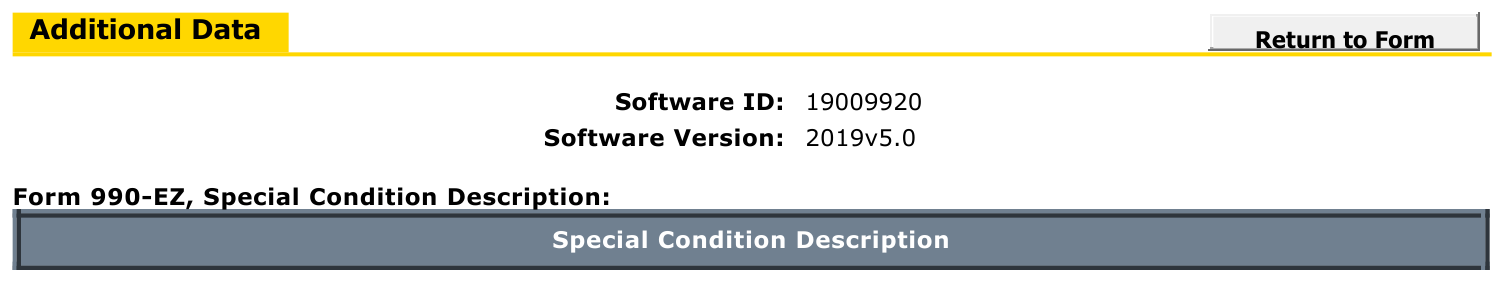## Additional Data

Return to Form

**Software ID:** 19009920

**Software Version:** 2019v5.0

**Form 990-EZ, Special Condition Description:**

| Special Condition Description |
| --- |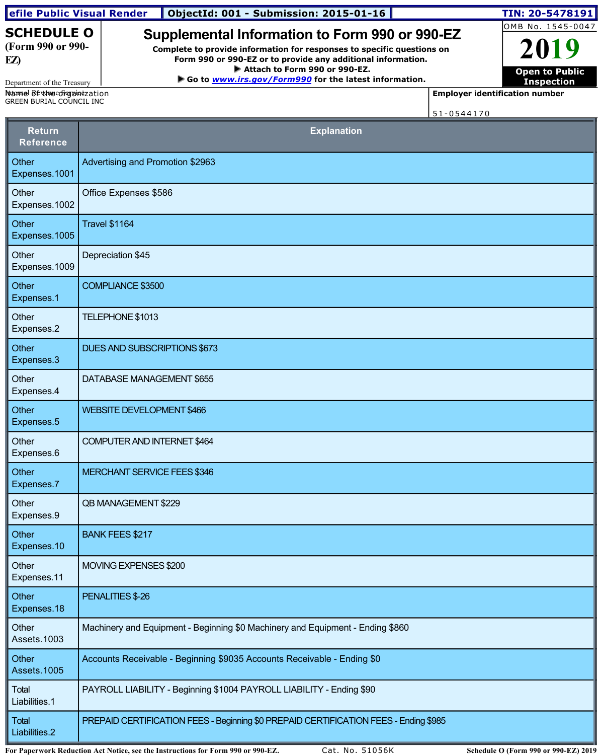efile Public Visual Render | ObjectId: 001 - Submission: 2015-01-16 | TIN: 20-5478191

# SCHEDULE O (Form 990 or 990-EZ)

Department of the Treasury
Internal Revenue Service

## Supplemental Information to Form 990 or 990-EZ

**Complete to provide information for responses to specific questions on Form 990 or 990-EZ or to provide any additional information.**
**▶ Attach to Form 990 or 990-EZ.**
**▶ Go to *www.irs.gov/Form990* for the latest information.**

OMB No. 1545-0047

**2019**

**Open to Public Inspection**

Name of the organization
GREEN BURIAL COUNCIL INC

Employer identification number
51-0544170

| Return Reference | Explanation |
|---|---|
| Other Expenses.1001 | Advertising and Promotion $2963 |
| Other Expenses.1002 | Office Expenses $586 |
| Other Expenses.1005 | Travel $1164 |
| Other Expenses.1009 | Depreciation $45 |
| Other Expenses.1 | COMPLIANCE $3500 |
| Other Expenses.2 | TELEPHONE $1013 |
| Other Expenses.3 | DUES AND SUBSCRIPTIONS $673 |
| Other Expenses.4 | DATABASE MANAGEMENT $655 |
| Other Expenses.5 | WEBSITE DEVELOPMENT $466 |
| Other Expenses.6 | COMPUTER AND INTERNET $464 |
| Other Expenses.7 | MERCHANT SERVICE FEES $346 |
| Other Expenses.9 | QB MANAGEMENT $229 |
| Other Expenses.10 | BANK FEES $217 |
| Other Expenses.11 | MOVING EXPENSES $200 |
| Other Expenses.18 | PENALITIES $-26 |
| Other Assets.1003 | Machinery and Equipment - Beginning $0 Machinery and Equipment - Ending $860 |
| Other Assets.1005 | Accounts Receivable - Beginning $9035 Accounts Receivable - Ending $0 |
| Total Liabilities.1 | PAYROLL LIABILITY - Beginning $1004 PAYROLL LIABILITY - Ending $90 |
| Total Liabilities.2 | PREPAID CERTIFICATION FEES - Beginning $0 PREPAID CERTIFICATION FEES - Ending $985 |

For Paperwork Reduction Act Notice, see the Instructions for Form 990 or 990-EZ. Cat. No. 51056K Schedule O (Form 990 or 990-EZ) 2019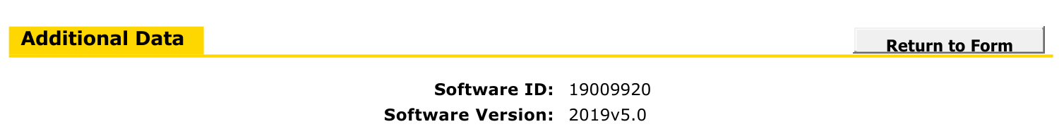## Additional Data

Return to Form

| | |
|---|---|
| **Software ID:** | 19009920 |
| **Software Version:** | 2019v5.0 |